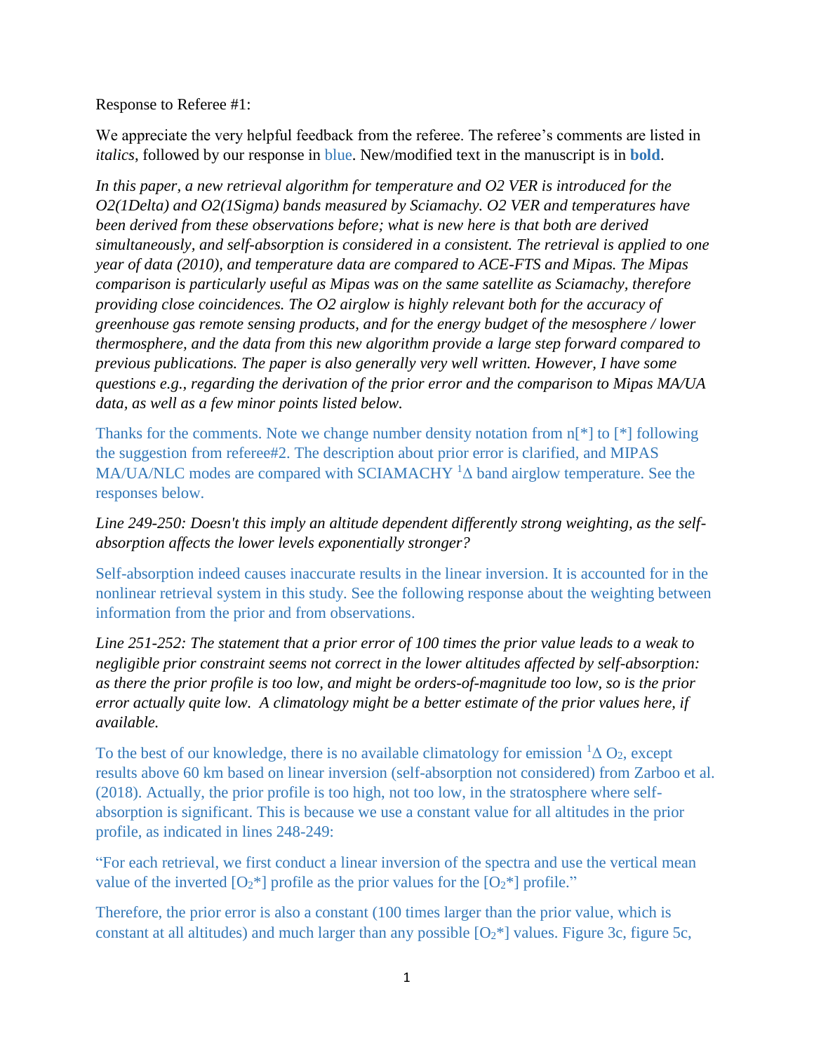Response to Referee #1:

We appreciate the very helpful feedback from the referee. The referee's comments are listed in *italics*, followed by our response in blue. New/modified text in the manuscript is in **bold**.

*In this paper, a new retrieval algorithm for temperature and O2 VER is introduced for the O2(1Delta) and O2(1Sigma) bands measured by Sciamachy. O2 VER and temperatures have been derived from these observations before; what is new here is that both are derived simultaneously, and self-absorption is considered in a consistent. The retrieval is applied to one year of data (2010), and temperature data are compared to ACE-FTS and Mipas. The Mipas comparison is particularly useful as Mipas was on the same satellite as Sciamachy, therefore providing close coincidences. The O2 airglow is highly relevant both for the accuracy of greenhouse gas remote sensing products, and for the energy budget of the mesosphere / lower thermosphere, and the data from this new algorithm provide a large step forward compared to previous publications. The paper is also generally very well written. However, I have some questions e.g., regarding the derivation of the prior error and the comparison to Mipas MA/UA data, as well as a few minor points listed below.*

Thanks for the comments. Note we change number density notation from n[*] to [*] following the suggestion from referee#2. The description about prior error is clarified, and MIPAS MA/UA/NLC modes are compared with SCIAMACHY $^1\Delta$ band airglow temperature. See the responses below.

*Line 249-250: Doesn't this imply an altitude dependent differently strong weighting, as the self-absorption affects the lower levels exponentially stronger?*

Self-absorption indeed causes inaccurate results in the linear inversion. It is accounted for in the nonlinear retrieval system in this study. See the following response about the weighting between information from the prior and from observations.

*Line 251-252: The statement that a prior error of 100 times the prior value leads to a weak to negligible prior constraint seems not correct in the lower altitudes affected by self-absorption: as there the prior profile is too low, and might be orders-of-magnitude too low, so is the prior error actually quite low. A climatology might be a better estimate of the prior values here, if available.*

To the best of our knowledge, there is no available climatology for emission $^1\Delta$ $O_2$, except results above 60 km based on linear inversion (self-absorption not considered) from Zarboo et al. (2018). Actually, the prior profile is too high, not too low, in the stratosphere where self-absorption is significant. This is because we use a constant value for all altitudes in the prior profile, as indicated in lines 248-249:

"For each retrieval, we first conduct a linear inversion of the spectra and use the vertical mean value of the inverted [$O_2$*] profile as the prior values for the [$O_2$*] profile."

Therefore, the prior error is also a constant (100 times larger than the prior value, which is constant at all altitudes) and much larger than any possible [$O_2$*] values. Figure 3c, figure 5c,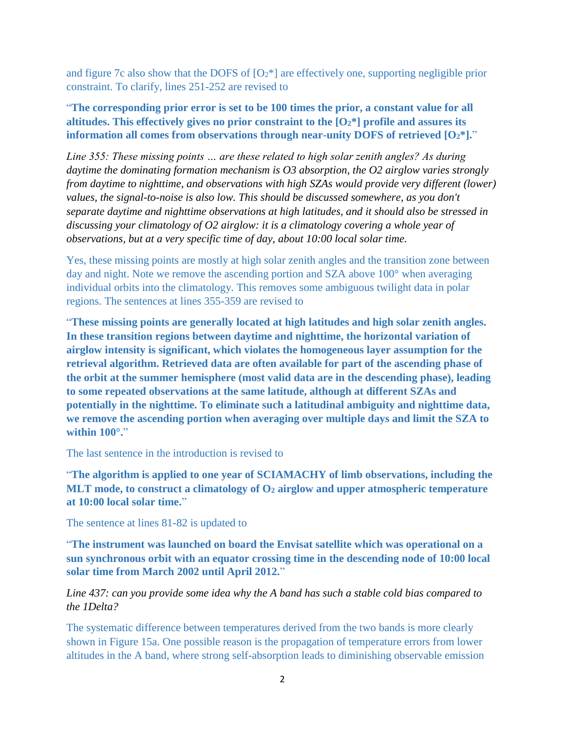and figure 7c also show that the DOFS of $[O_2^*]$ are effectively one, supporting negligible prior constraint. To clarify, lines 251-252 are revised to

"**The corresponding prior error is set to be 100 times the prior, a constant value for all altitudes. This effectively gives no prior constraint to the $[O_2^*]$ profile and assures its information all comes from observations through near-unity DOFS of retrieved $[O_2^*]$.**"

*Line 355: These missing points … are these related to high solar zenith angles? As during daytime the dominating formation mechanism is O3 absorption, the O2 airglow varies strongly from daytime to nighttime, and observations with high SZAs would provide very different (lower) values, the signal-to-noise is also low. This should be discussed somewhere, as you don't separate daytime and nighttime observations at high latitudes, and it should also be stressed in discussing your climatology of O2 airglow: it is a climatology covering a whole year of observations, but at a very specific time of day, about 10:00 local solar time.*

Yes, these missing points are mostly at high solar zenith angles and the transition zone between day and night. Note we remove the ascending portion and SZA above 100° when averaging individual orbits into the climatology. This removes some ambiguous twilight data in polar regions. The sentences at lines 355-359 are revised to

"**These missing points are generally located at high latitudes and high solar zenith angles. In these transition regions between daytime and nighttime, the horizontal variation of airglow intensity is significant, which violates the homogeneous layer assumption for the retrieval algorithm. Retrieved data are often available for part of the ascending phase of the orbit at the summer hemisphere (most valid data are in the descending phase), leading to some repeated observations at the same latitude, although at different SZAs and potentially in the nighttime. To eliminate such a latitudinal ambiguity and nighttime data, we remove the ascending portion when averaging over multiple days and limit the SZA to within 100°.**"

The last sentence in the introduction is revised to

"**The algorithm is applied to one year of SCIAMACHY of limb observations, including the MLT mode, to construct a climatology of $O_2$ airglow and upper atmospheric temperature at 10:00 local solar time.**"

The sentence at lines 81-82 is updated to

"**The instrument was launched on board the Envisat satellite which was operational on a sun synchronous orbit with an equator crossing time in the descending node of 10:00 local solar time from March 2002 until April 2012.**"

*Line 437: can you provide some idea why the A band has such a stable cold bias compared to the 1Delta?*

The systematic difference between temperatures derived from the two bands is more clearly shown in Figure 15a. One possible reason is the propagation of temperature errors from lower altitudes in the A band, where strong self-absorption leads to diminishing observable emission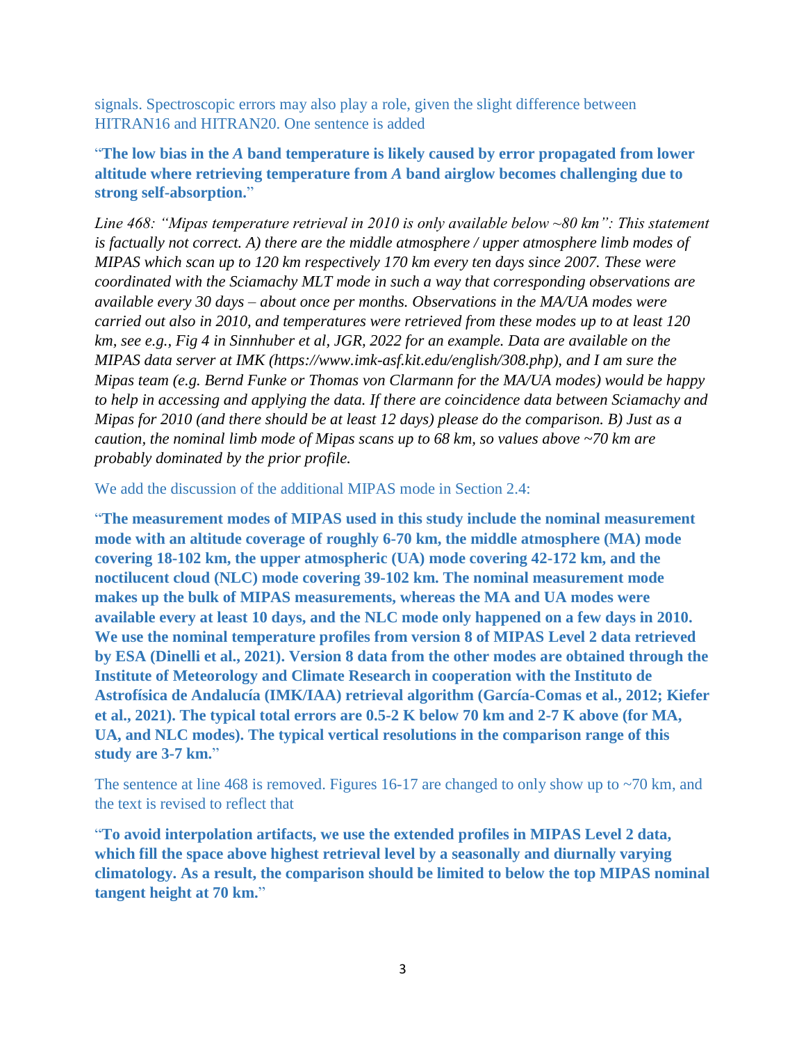signals. Spectroscopic errors may also play a role, given the slight difference between HITRAN16 and HITRAN20. One sentence is added

"**The low bias in the *A* band temperature is likely caused by error propagated from lower altitude where retrieving temperature from *A* band airglow becomes challenging due to strong self-absorption.**"

*Line 468: "Mipas temperature retrieval in 2010 is only available below ~80 km": This statement is factually not correct. A) there are the middle atmosphere / upper atmosphere limb modes of MIPAS which scan up to 120 km respectively 170 km every ten days since 2007. These were coordinated with the Sciamachy MLT mode in such a way that corresponding observations are available every 30 days – about once per months. Observations in the MA/UA modes were carried out also in 2010, and temperatures were retrieved from these modes up to at least 120 km, see e.g., Fig 4 in Sinnhuber et al, JGR, 2022 for an example. Data are available on the MIPAS data server at IMK (https://www.imk-asf.kit.edu/english/308.php), and I am sure the Mipas team (e.g. Bernd Funke or Thomas von Clarmann for the MA/UA modes) would be happy to help in accessing and applying the data. If there are coincidence data between Sciamachy and Mipas for 2010 (and there should be at least 12 days) please do the comparison. B) Just as a caution, the nominal limb mode of Mipas scans up to 68 km, so values above ~70 km are probably dominated by the prior profile.*

We add the discussion of the additional MIPAS mode in Section 2.4:

"**The measurement modes of MIPAS used in this study include the nominal measurement mode with an altitude coverage of roughly 6-70 km, the middle atmosphere (MA) mode covering 18-102 km, the upper atmospheric (UA) mode covering 42-172 km, and the noctilucent cloud (NLC) mode covering 39-102 km. The nominal measurement mode makes up the bulk of MIPAS measurements, whereas the MA and UA modes were available every at least 10 days, and the NLC mode only happened on a few days in 2010. We use the nominal temperature profiles from version 8 of MIPAS Level 2 data retrieved by ESA (Dinelli et al., 2021). Version 8 data from the other modes are obtained through the Institute of Meteorology and Climate Research in cooperation with the Instituto de Astrofísica de Andalucía (IMK/IAA) retrieval algorithm (García-Comas et al., 2012; Kiefer et al., 2021). The typical total errors are 0.5-2 K below 70 km and 2-7 K above (for MA, UA, and NLC modes). The typical vertical resolutions in the comparison range of this study are 3-7 km.**"

The sentence at line 468 is removed. Figures 16-17 are changed to only show up to ~70 km, and the text is revised to reflect that

"**To avoid interpolation artifacts, we use the extended profiles in MIPAS Level 2 data, which fill the space above highest retrieval level by a seasonally and diurnally varying climatology. As a result, the comparison should be limited to below the top MIPAS nominal tangent height at 70 km.**"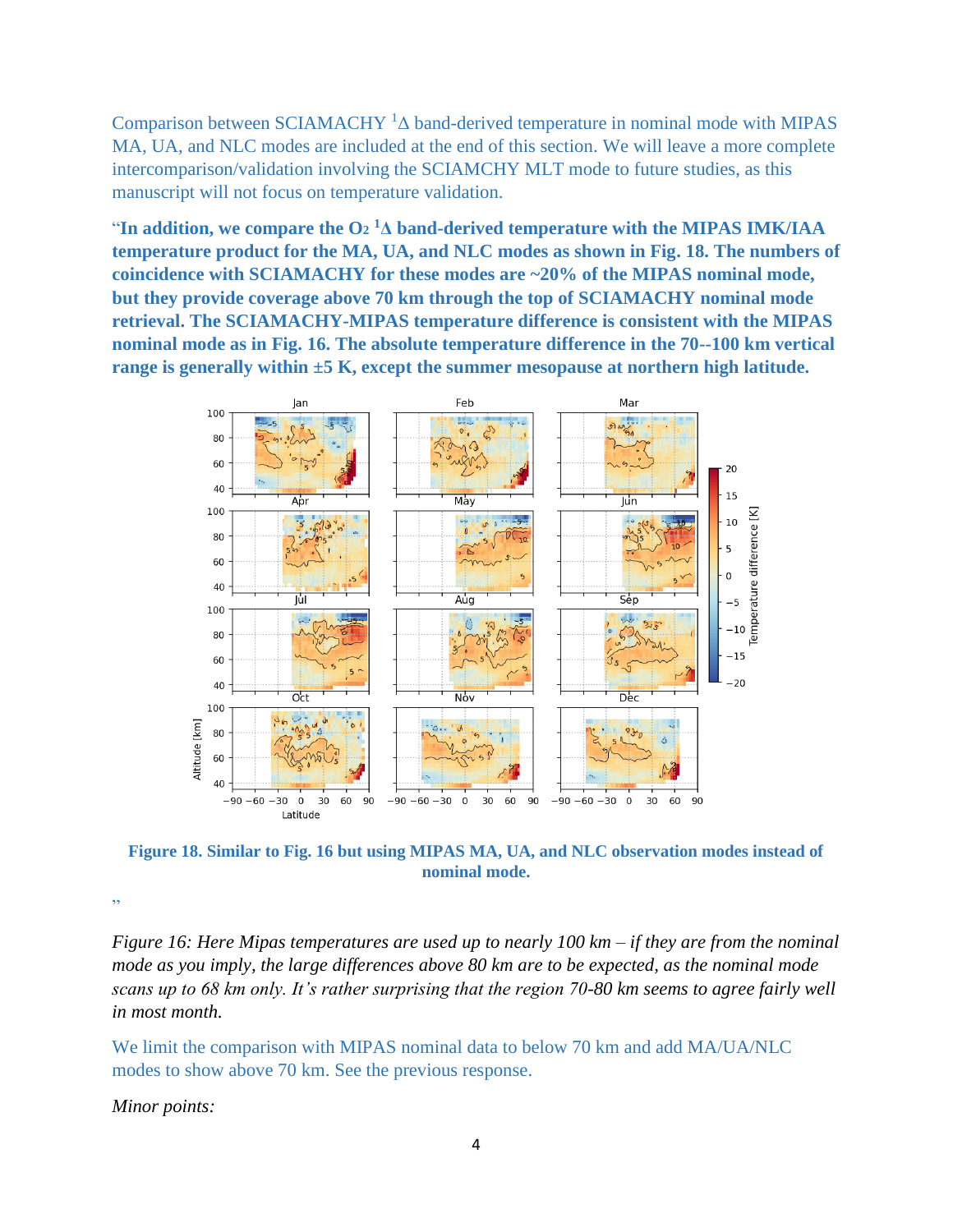Comparison between SCIAMACHY [1]Δ band-derived temperature in nominal mode with MIPAS MA, UA, and NLC modes are included at the end of this section. We will leave a more complete intercomparison/validation involving the SCIAMCHY MLT mode to future studies, as this manuscript will not focus on temperature validation.

"**In addition, we compare the $O_2$ $^1\Delta$ band-derived temperature with the MIPAS IMK/IAA temperature product for the MA, UA, and NLC modes as shown in Fig. 18. The numbers of coincidence with SCIAMACHY for these modes are ~20% of the MIPAS nominal mode, but they provide coverage above 70 km through the top of SCIAMACHY nominal mode retrieval. The SCIAMACHY-MIPAS temperature difference is consistent with the MIPAS nominal mode as in Fig. 16. The absolute temperature difference in the 70--100 km vertical range is generally within ±5 K, except the summer mesopause at northern high latitude.**

**Figure 18. Similar to Fig. 16 but using MIPAS MA, UA, and NLC observation modes instead of nominal mode.**

"

*Figure 16: Here Mipas temperatures are used up to nearly 100 km – if they are from the nominal mode as you imply, the large differences above 80 km are to be expected, as the nominal mode scans up to 68 km only. It's rather surprising that the region 70-80 km seems to agree fairly well in most month.*

We limit the comparison with MIPAS nominal data to below 70 km and add MA/UA/NLC modes to show above 70 km. See the previous response.

*Minor points:*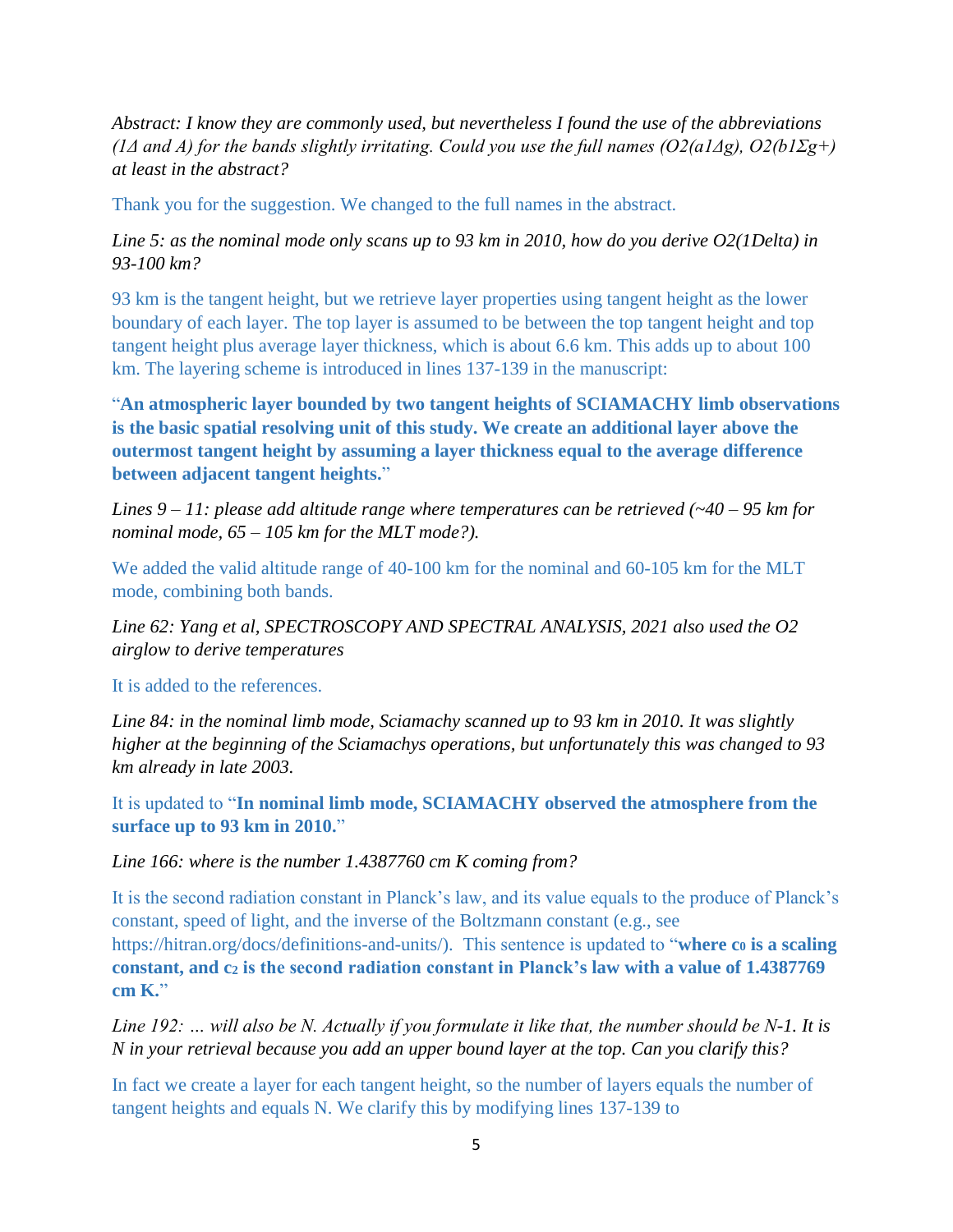*Abstract: I know they are commonly used, but nevertheless I found the use of the abbreviations (1Δ and A) for the bands slightly irritating. Could you use the full names ($O2(a1\Delta g)$, $O2(b1\Sigma g+)$ at least in the abstract?*

Thank you for the suggestion. We changed to the full names in the abstract.

*Line 5: as the nominal mode only scans up to 93 km in 2010, how do you derive O2(1Delta) in 93-100 km?*

93 km is the tangent height, but we retrieve layer properties using tangent height as the lower boundary of each layer. The top layer is assumed to be between the top tangent height and top tangent height plus average layer thickness, which is about 6.6 km. This adds up to about 100 km. The layering scheme is introduced in lines 137-139 in the manuscript:

"**An atmospheric layer bounded by two tangent heights of SCIAMACHY limb observations is the basic spatial resolving unit of this study. We create an additional layer above the outermost tangent height by assuming a layer thickness equal to the average difference between adjacent tangent heights.**"

*Lines 9 – 11: please add altitude range where temperatures can be retrieved (~40 – 95 km for nominal mode, 65 – 105 km for the MLT mode?).*

We added the valid altitude range of 40-100 km for the nominal and 60-105 km for the MLT mode, combining both bands.

*Line 62: Yang et al, SPECTROSCOPY AND SPECTRAL ANALYSIS, 2021 also used the O2 airglow to derive temperatures*

It is added to the references.

*Line 84: in the nominal limb mode, Sciamachy scanned up to 93 km in 2010. It was slightly higher at the beginning of the Sciamachys operations, but unfortunately this was changed to 93 km already in late 2003.*

It is updated to "**In nominal limb mode, SCIAMACHY observed the atmosphere from the surface up to 93 km in 2010.**"

*Line 166: where is the number 1.4387760 cm K coming from?*

It is the second radiation constant in Planck's law, and its value equals to the produce of Planck's constant, speed of light, and the inverse of the Boltzmann constant (e.g., see https://hitran.org/docs/definitions-and-units/). This sentence is updated to "**where $c_0$ is a scaling constant, and $c_2$ is the second radiation constant in Planck's law with a value of 1.4387769 cm K.**"

*Line 192: … will also be N. Actually if you formulate it like that, the number should be N-1. It is N in your retrieval because you add an upper bound layer at the top. Can you clarify this?*

In fact we create a layer for each tangent height, so the number of layers equals the number of tangent heights and equals N. We clarify this by modifying lines 137-139 to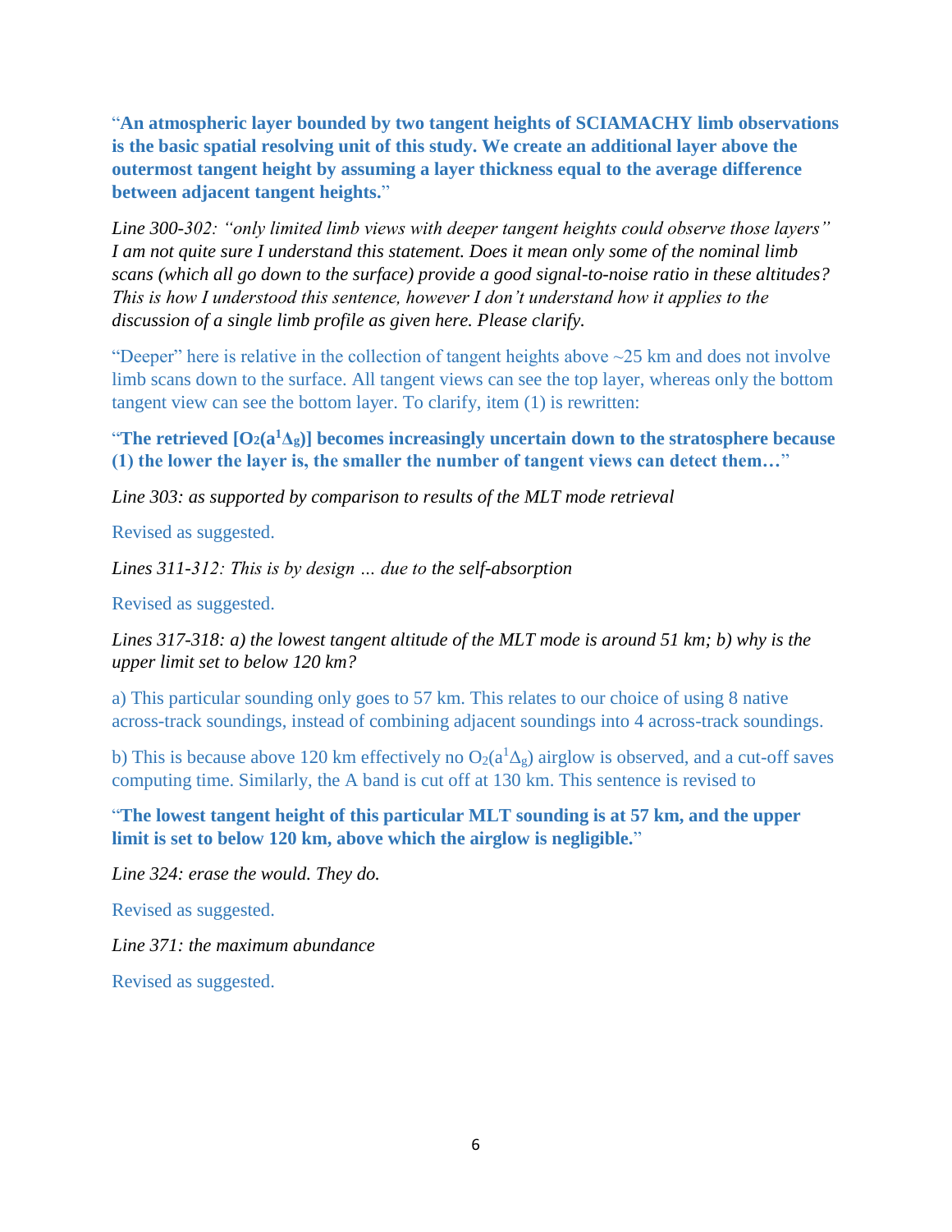"**An atmospheric layer bounded by two tangent heights of SCIAMACHY limb observations is the basic spatial resolving unit of this study. We create an additional layer above the outermost tangent height by assuming a layer thickness equal to the average difference between adjacent tangent heights.**"

*Line 300-302: "only limited limb views with deeper tangent heights could observe those layers" I am not quite sure I understand this statement. Does it mean only some of the nominal limb scans (which all go down to the surface) provide a good signal-to-noise ratio in these altitudes? This is how I understood this sentence, however I don't understand how it applies to the discussion of a single limb profile as given here. Please clarify.*

"Deeper" here is relative in the collection of tangent heights above ~25 km and does not involve limb scans down to the surface. All tangent views can see the top layer, whereas only the bottom tangent view can see the bottom layer. To clarify, item (1) is rewritten:

"**The retrieved [$O_2(a^1\Delta_g)$] becomes increasingly uncertain down to the stratosphere because (1) the lower the layer is, the smaller the number of tangent views can detect them…**"

*Line 303: as supported by comparison to results of the MLT mode retrieval*

Revised as suggested.

*Lines 311-312: This is by design … due to the self-absorption*

Revised as suggested.

*Lines 317-318: a) the lowest tangent altitude of the MLT mode is around 51 km; b) why is the upper limit set to below 120 km?*

a) This particular sounding only goes to 57 km. This relates to our choice of using 8 native across-track soundings, instead of combining adjacent soundings into 4 across-track soundings.

b) This is because above 120 km effectively no $O_2(a^1\Delta_g)$ airglow is observed, and a cut-off saves computing time. Similarly, the A band is cut off at 130 km. This sentence is revised to

"**The lowest tangent height of this particular MLT sounding is at 57 km, and the upper limit is set to below 120 km, above which the airglow is negligible.**"

*Line 324: erase the would. They do.*

Revised as suggested.

*Line 371: the maximum abundance*

Revised as suggested.